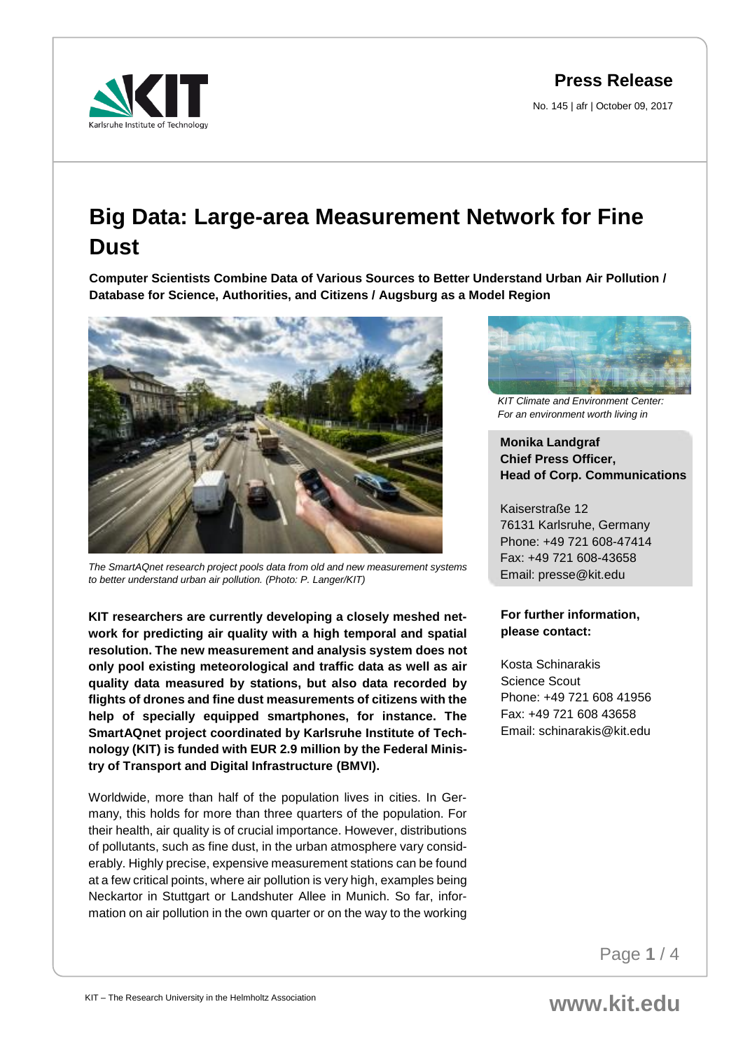**Press Release**

No. 145 | afr | October 09, 2017

# Big Data: Large-area Measurement Network for Fine Dust

**Computer Scientists Combine Data of Various Sources to Better Understand Urban Air Pollution / Database for Science, Authorities, and Citizens / Augsburg as a Model Region**

*The SmartAQnet research project pools data from old and new measurement systems to better understand urban air pollution. (Photo: P. Langer/KIT)*

**KIT researchers are currently developing a closely meshed network for predicting air quality with a high temporal and spatial resolution. The new measurement and analysis system does not only pool existing meteorological and traffic data as well as air quality data measured by stations, but also data recorded by flights of drones and fine dust measurements of citizens with the help of specially equipped smartphones, for instance. The SmartAQnet project coordinated by Karlsruhe Institute of Technology (KIT) is funded with EUR 2.9 million by the Federal Ministry of Transport and Digital Infrastructure (BMVI).**

Worldwide, more than half of the population lives in cities. In Germany, this holds for more than three quarters of the population. For their health, air quality is of crucial importance. However, distributions of pollutants, such as fine dust, in the urban atmosphere vary considerably. Highly precise, expensive measurement stations can be found at a few critical points, where air pollution is very high, examples being Neckartor in Stuttgart or Landshuter Allee in Munich. So far, information on air pollution in the own quarter or on the way to the working

*KIT Climate and Environment Center: For an environment worth living in*

**Monika Landgraf**
**Chief Press Officer,**
**Head of Corp. Communications**

Kaiserstraße 12
76131 Karlsruhe, Germany
Phone: +49 721 608-47414
Fax: +49 721 608-43658
Email: presse@kit.edu

**For further information, please contact:**

Kosta Schinarakis
Science Scout
Phone: +49 721 608 41956
Fax: +49 721 608 43658
Email: schinarakis@kit.edu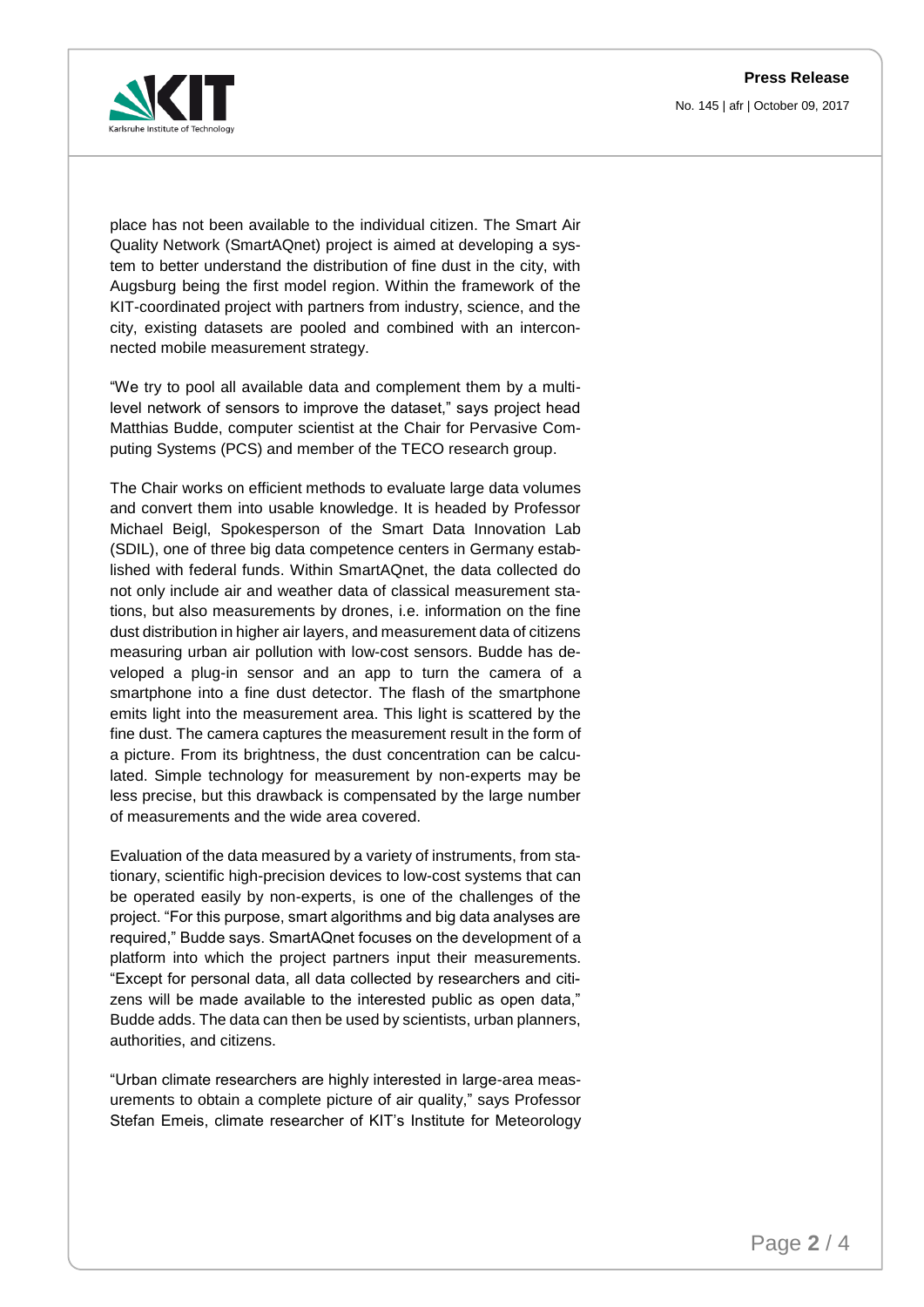place has not been available to the individual citizen. The Smart Air Quality Network (SmartAQnet) project is aimed at developing a system to better understand the distribution of fine dust in the city, with Augsburg being the first model region. Within the framework of the KIT-coordinated project with partners from industry, science, and the city, existing datasets are pooled and combined with an interconnected mobile measurement strategy.

"We try to pool all available data and complement them by a multilevel network of sensors to improve the dataset," says project head Matthias Budde, computer scientist at the Chair for Pervasive Computing Systems (PCS) and member of the TECO research group.

The Chair works on efficient methods to evaluate large data volumes and convert them into usable knowledge. It is headed by Professor Michael Beigl, Spokesperson of the Smart Data Innovation Lab (SDIL), one of three big data competence centers in Germany established with federal funds. Within SmartAQnet, the data collected do not only include air and weather data of classical measurement stations, but also measurements by drones, i.e. information on the fine dust distribution in higher air layers, and measurement data of citizens measuring urban air pollution with low-cost sensors. Budde has developed a plug-in sensor and an app to turn the camera of a smartphone into a fine dust detector. The flash of the smartphone emits light into the measurement area. This light is scattered by the fine dust. The camera captures the measurement result in the form of a picture. From its brightness, the dust concentration can be calculated. Simple technology for measurement by non-experts may be less precise, but this drawback is compensated by the large number of measurements and the wide area covered.

Evaluation of the data measured by a variety of instruments, from stationary, scientific high-precision devices to low-cost systems that can be operated easily by non-experts, is one of the challenges of the project. "For this purpose, smart algorithms and big data analyses are required," Budde says. SmartAQnet focuses on the development of a platform into which the project partners input their measurements. "Except for personal data, all data collected by researchers and citizens will be made available to the interested public as open data," Budde adds. The data can then be used by scientists, urban planners, authorities, and citizens.

"Urban climate researchers are highly interested in large-area measurements to obtain a complete picture of air quality," says Professor Stefan Emeis, climate researcher of KIT's Institute for Meteorology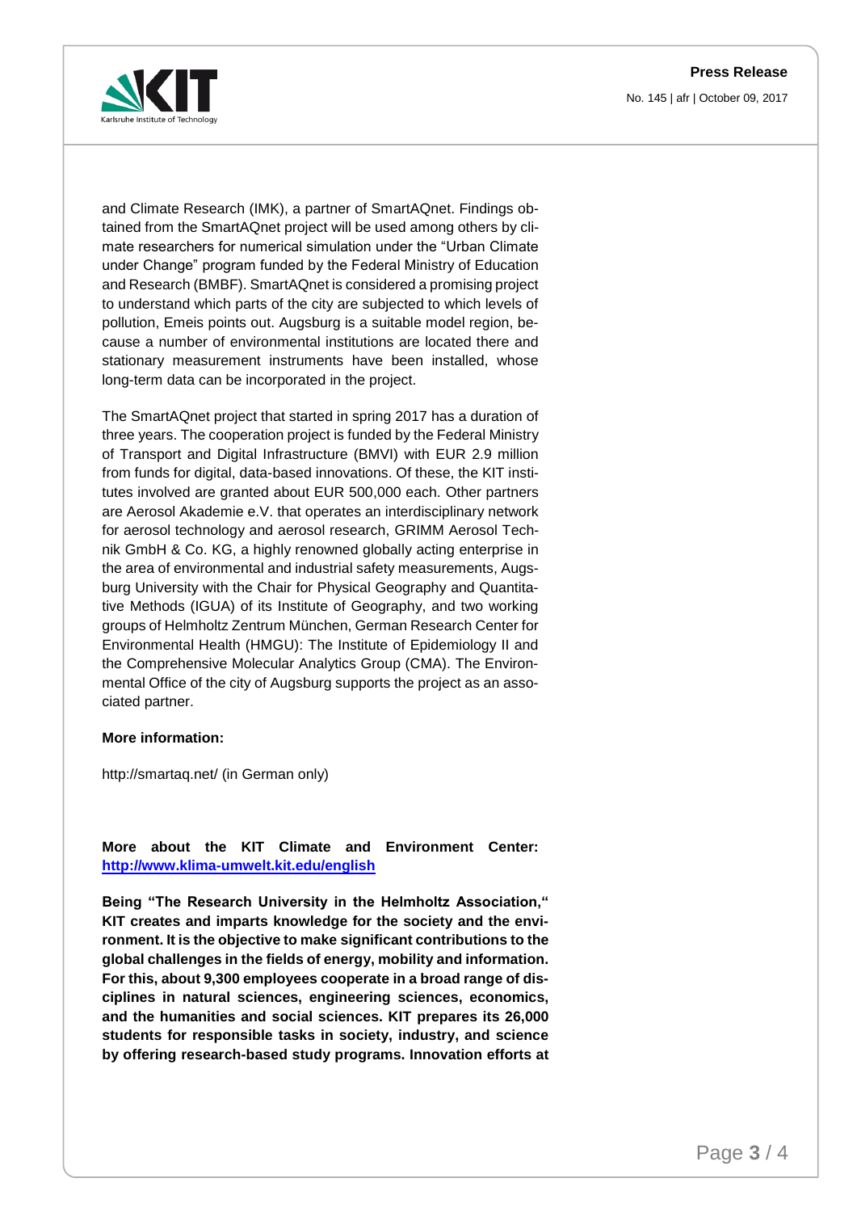and Climate Research (IMK), a partner of SmartAQnet. Findings obtained from the SmartAQnet project will be used among others by climate researchers for numerical simulation under the "Urban Climate under Change" program funded by the Federal Ministry of Education and Research (BMBF). SmartAQnet is considered a promising project to understand which parts of the city are subjected to which levels of pollution, Emeis points out. Augsburg is a suitable model region, because a number of environmental institutions are located there and stationary measurement instruments have been installed, whose long-term data can be incorporated in the project.

The SmartAQnet project that started in spring 2017 has a duration of three years. The cooperation project is funded by the Federal Ministry of Transport and Digital Infrastructure (BMVI) with EUR 2.9 million from funds for digital, data-based innovations. Of these, the KIT institutes involved are granted about EUR 500,000 each. Other partners are Aerosol Akademie e.V. that operates an interdisciplinary network for aerosol technology and aerosol research, GRIMM Aerosol Technik GmbH & Co. KG, a highly renowned globally acting enterprise in the area of environmental and industrial safety measurements, Augsburg University with the Chair for Physical Geography and Quantitative Methods (IGUA) of its Institute of Geography, and two working groups of Helmholtz Zentrum München, German Research Center for Environmental Health (HMGU): The Institute of Epidemiology II and the Comprehensive Molecular Analytics Group (CMA). The Environmental Office of the city of Augsburg supports the project as an associated partner.

**More information:**

http://smartaq.net/ (in German only)

**More about the KIT Climate and Environment Center: [http://www.klima-umwelt.kit.edu/english](http://www.klima-umwelt.kit.edu/english)**

**Being "The Research University in the Helmholtz Association," KIT creates and imparts knowledge for the society and the environment. It is the objective to make significant contributions to the global challenges in the fields of energy, mobility and information. For this, about 9,300 employees cooperate in a broad range of disciplines in natural sciences, engineering sciences, economics, and the humanities and social sciences. KIT prepares its 26,000 students for responsible tasks in society, industry, and science by offering research-based study programs. Innovation efforts at**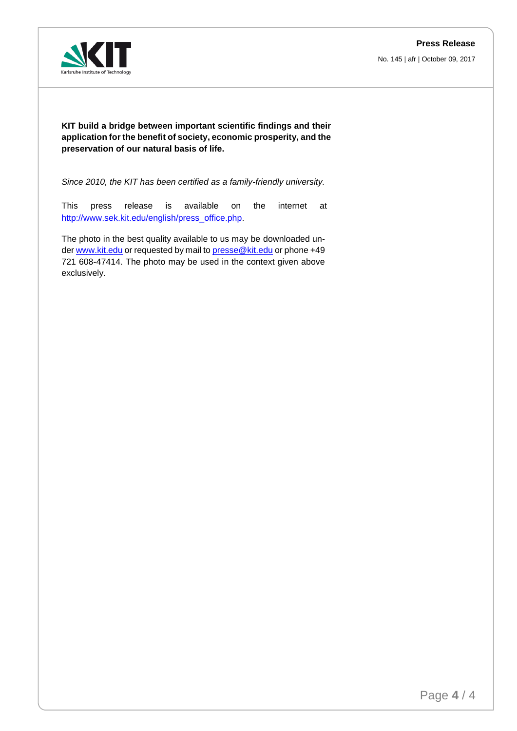**KIT build a bridge between important scientific findings and their application for the benefit of society, economic prosperity, and the preservation of our natural basis of life.**

*Since 2010, the KIT has been certified as a family-friendly university.*

This press release is available on the internet at [http://www.sek.kit.edu/english/press_office.php](http://www.sek.kit.edu/english/press_office.php).

The photo in the best quality available to us may be downloaded under [www.kit.edu](http://www.kit.edu) or requested by mail to [presse@kit.edu](mailto:presse@kit.edu) or phone +49 721 608-47414. The photo may be used in the context given above exclusively.